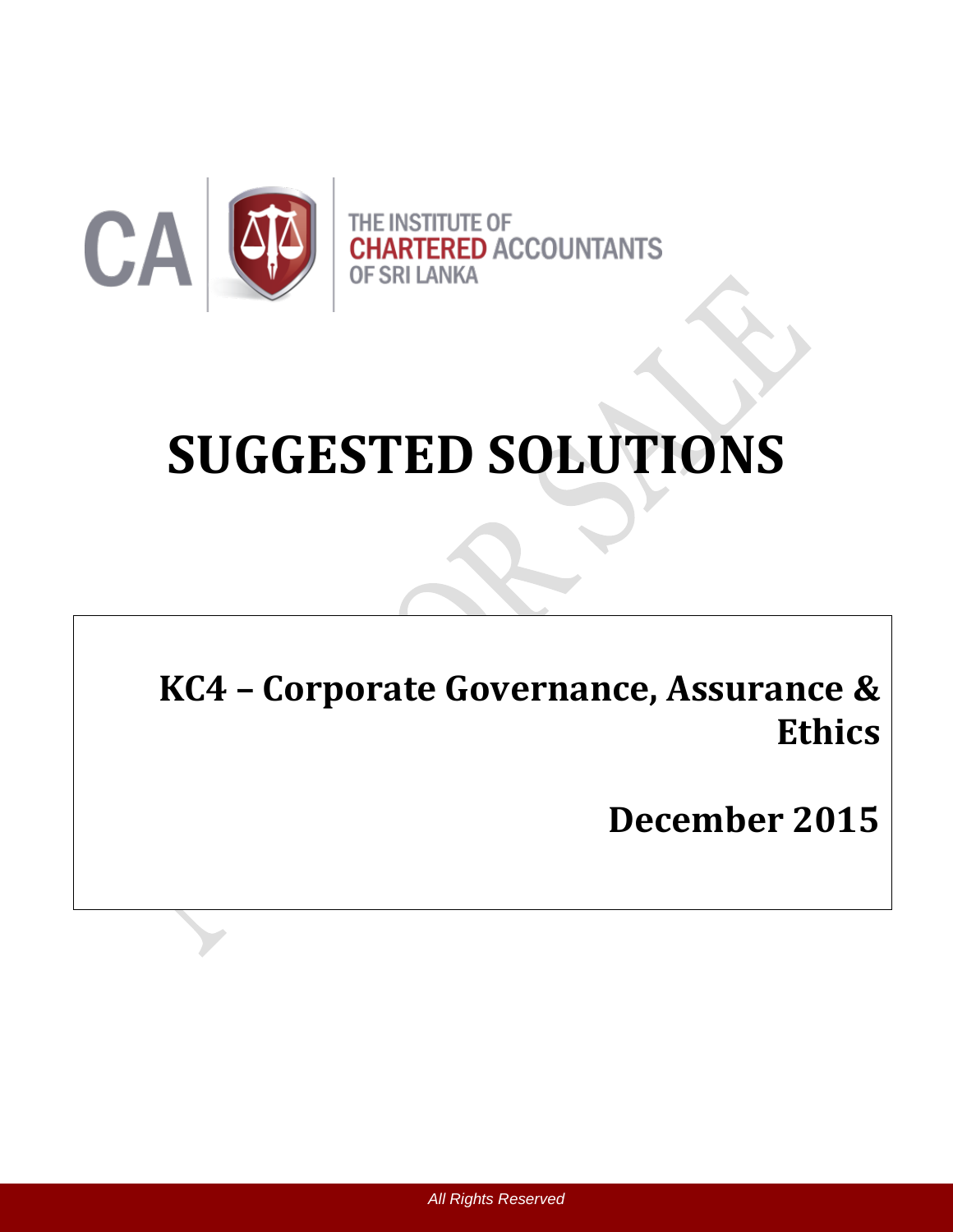THE INSTITUTE OF
CHARTERED ACCOUNTANTS
OF SRI LANKA

# SUGGESTED SOLUTIONS

## KC4 – Corporate Governance, Assurance & Ethics

## December 2015

*All Rights Reserved*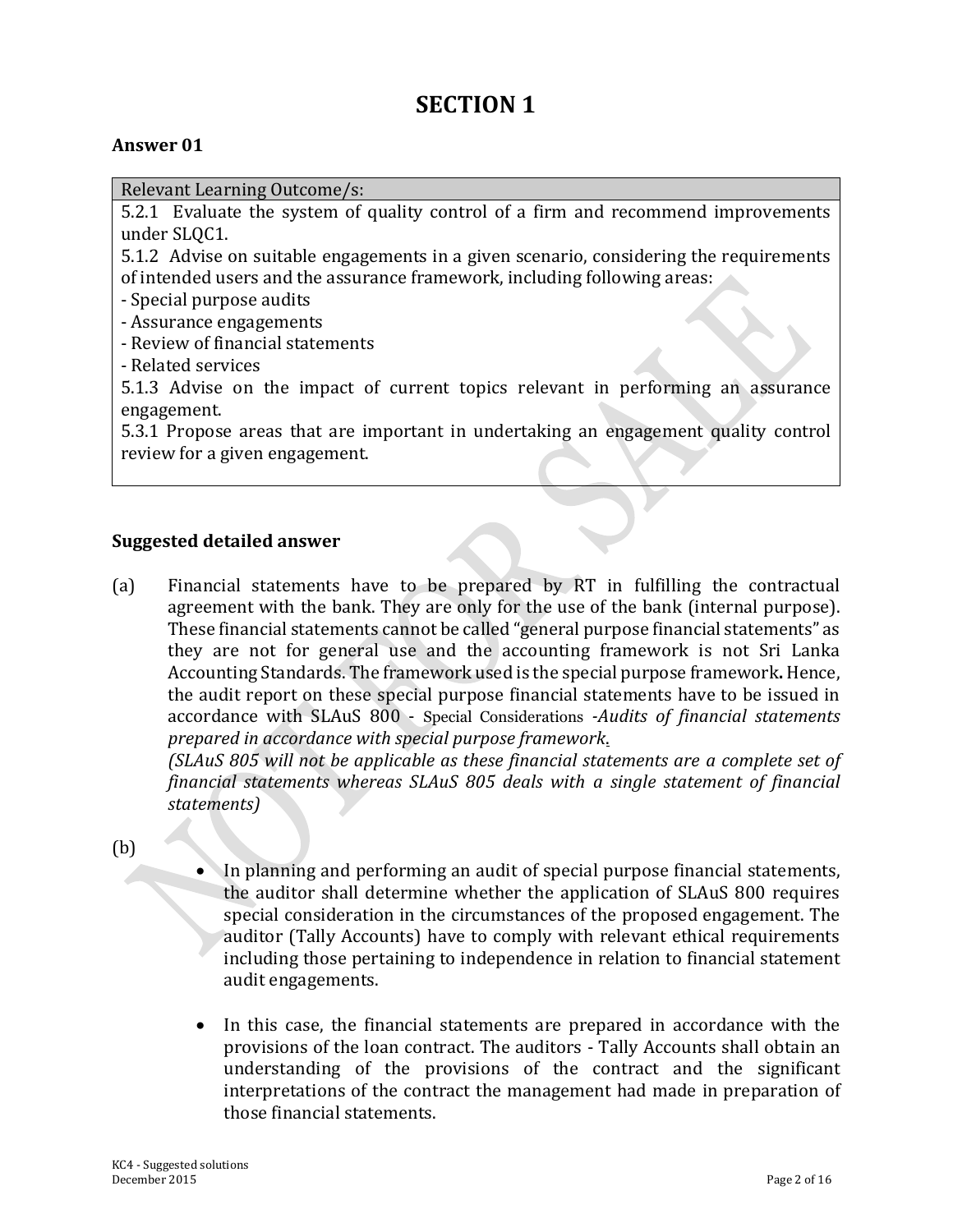# SECTION 1

**Answer 01**

| Relevant Learning Outcome/s: |
| --- |
| 5.2.1 Evaluate the system of quality control of a firm and recommend improvements under SLQC1.<br>5.1.2 Advise on suitable engagements in a given scenario, considering the requirements of intended users and the assurance framework, including following areas:<br>- Special purpose audits<br>- Assurance engagements<br>- Review of financial statements<br>- Related services<br>5.1.3 Advise on the impact of current topics relevant in performing an assurance engagement.<br>5.3.1 Propose areas that are important in undertaking an engagement quality control review for a given engagement. |

**Suggested detailed answer**

(a) Financial statements have to be prepared by RT in fulfilling the contractual agreement with the bank. They are only for the use of the bank (internal purpose). These financial statements cannot be called "general purpose financial statements" as they are not for general use and the accounting framework is not Sri Lanka Accounting Standards. The framework used is the special purpose framework**.** Hence, the audit report on these special purpose financial statements have to be issued in accordance with SLAuS 800 - Special Considerations -*Audits of financial statements prepared in accordance with special purpose framework*.

*(SLAuS 805 will not be applicable as these financial statements are a complete set of financial statements whereas SLAuS 805 deals with a single statement of financial statements)*

(b)

- In planning and performing an audit of special purpose financial statements, the auditor shall determine whether the application of SLAuS 800 requires special consideration in the circumstances of the proposed engagement. The auditor (Tally Accounts) have to comply with relevant ethical requirements including those pertaining to independence in relation to financial statement audit engagements.

- In this case, the financial statements are prepared in accordance with the provisions of the loan contract. The auditors - Tally Accounts shall obtain an understanding of the provisions of the contract and the significant interpretations of the contract the management had made in preparation of those financial statements.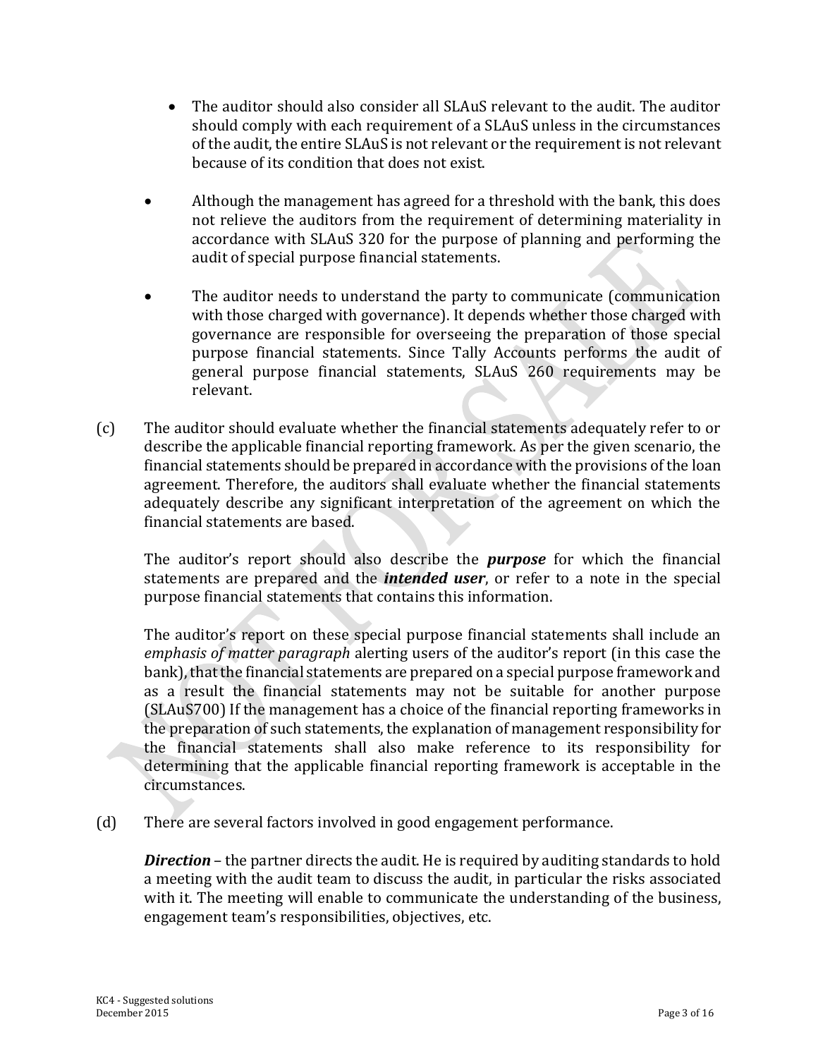- The auditor should also consider all SLAuS relevant to the audit. The auditor should comply with each requirement of a SLAuS unless in the circumstances of the audit, the entire SLAuS is not relevant or the requirement is not relevant because of its condition that does not exist.

- Although the management has agreed for a threshold with the bank, this does not relieve the auditors from the requirement of determining materiality in accordance with SLAuS 320 for the purpose of planning and performing the audit of special purpose financial statements.

- The auditor needs to understand the party to communicate (communication with those charged with governance). It depends whether those charged with governance are responsible for overseeing the preparation of those special purpose financial statements. Since Tally Accounts performs the audit of general purpose financial statements, SLAuS 260 requirements may be relevant.

(c) The auditor should evaluate whether the financial statements adequately refer to or describe the applicable financial reporting framework. As per the given scenario, the financial statements should be prepared in accordance with the provisions of the loan agreement. Therefore, the auditors shall evaluate whether the financial statements adequately describe any significant interpretation of the agreement on which the financial statements are based.

The auditor's report should also describe the ***purpose*** for which the financial statements are prepared and the ***intended user***, or refer to a note in the special purpose financial statements that contains this information.

The auditor's report on these special purpose financial statements shall include an *emphasis of matter paragraph* alerting users of the auditor's report (in this case the bank), that the financial statements are prepared on a special purpose framework and as a result the financial statements may not be suitable for another purpose (SLAuS700) If the management has a choice of the financial reporting frameworks in the preparation of such statements, the explanation of management responsibility for the financial statements shall also make reference to its responsibility for determining that the applicable financial reporting framework is acceptable in the circumstances.

(d) There are several factors involved in good engagement performance.

***Direction*** – the partner directs the audit. He is required by auditing standards to hold a meeting with the audit team to discuss the audit, in particular the risks associated with it. The meeting will enable to communicate the understanding of the business, engagement team's responsibilities, objectives, etc.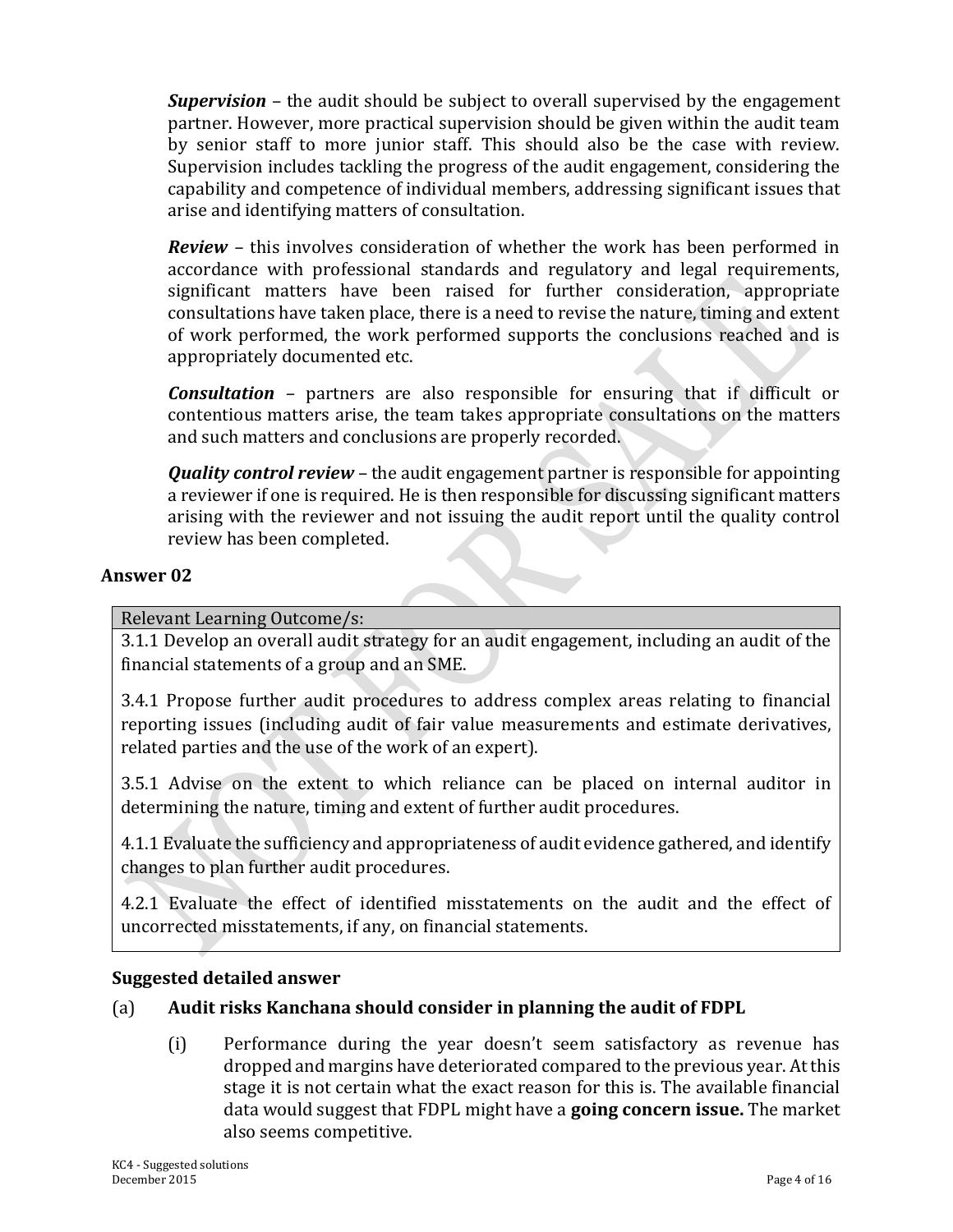***Supervision*** – the audit should be subject to overall supervised by the engagement partner. However, more practical supervision should be given within the audit team by senior staff to more junior staff. This should also be the case with review. Supervision includes tackling the progress of the audit engagement, considering the capability and competence of individual members, addressing significant issues that arise and identifying matters of consultation.

***Review*** – this involves consideration of whether the work has been performed in accordance with professional standards and regulatory and legal requirements, significant matters have been raised for further consideration, appropriate consultations have taken place, there is a need to revise the nature, timing and extent of work performed, the work performed supports the conclusions reached and is appropriately documented etc.

***Consultation*** – partners are also responsible for ensuring that if difficult or contentious matters arise, the team takes appropriate consultations on the matters and such matters and conclusions are properly recorded.

***Quality control review*** – the audit engagement partner is responsible for appointing a reviewer if one is required. He is then responsible for discussing significant matters arising with the reviewer and not issuing the audit report until the quality control review has been completed.

## Answer 02

| Relevant Learning Outcome/s: |
|---|
| 3.1.1 Develop an overall audit strategy for an audit engagement, including an audit of the financial statements of a group and an SME. |
| 3.4.1 Propose further audit procedures to address complex areas relating to financial reporting issues (including audit of fair value measurements and estimate derivatives, related parties and the use of the work of an expert). |
| 3.5.1 Advise on the extent to which reliance can be placed on internal auditor in determining the nature, timing and extent of further audit procedures. |
| 4.1.1 Evaluate the sufficiency and appropriateness of audit evidence gathered, and identify changes to plan further audit procedures. |
| 4.2.1 Evaluate the effect of identified misstatements on the audit and the effect of uncorrected misstatements, if any, on financial statements. |

### Suggested detailed answer

(a) **Audit risks Kanchana should consider in planning the audit of FDPL**

(i) Performance during the year doesn't seem satisfactory as revenue has dropped and margins have deteriorated compared to the previous year. At this stage it is not certain what the exact reason for this is. The available financial data would suggest that FDPL might have a **going concern issue.** The market also seems competitive.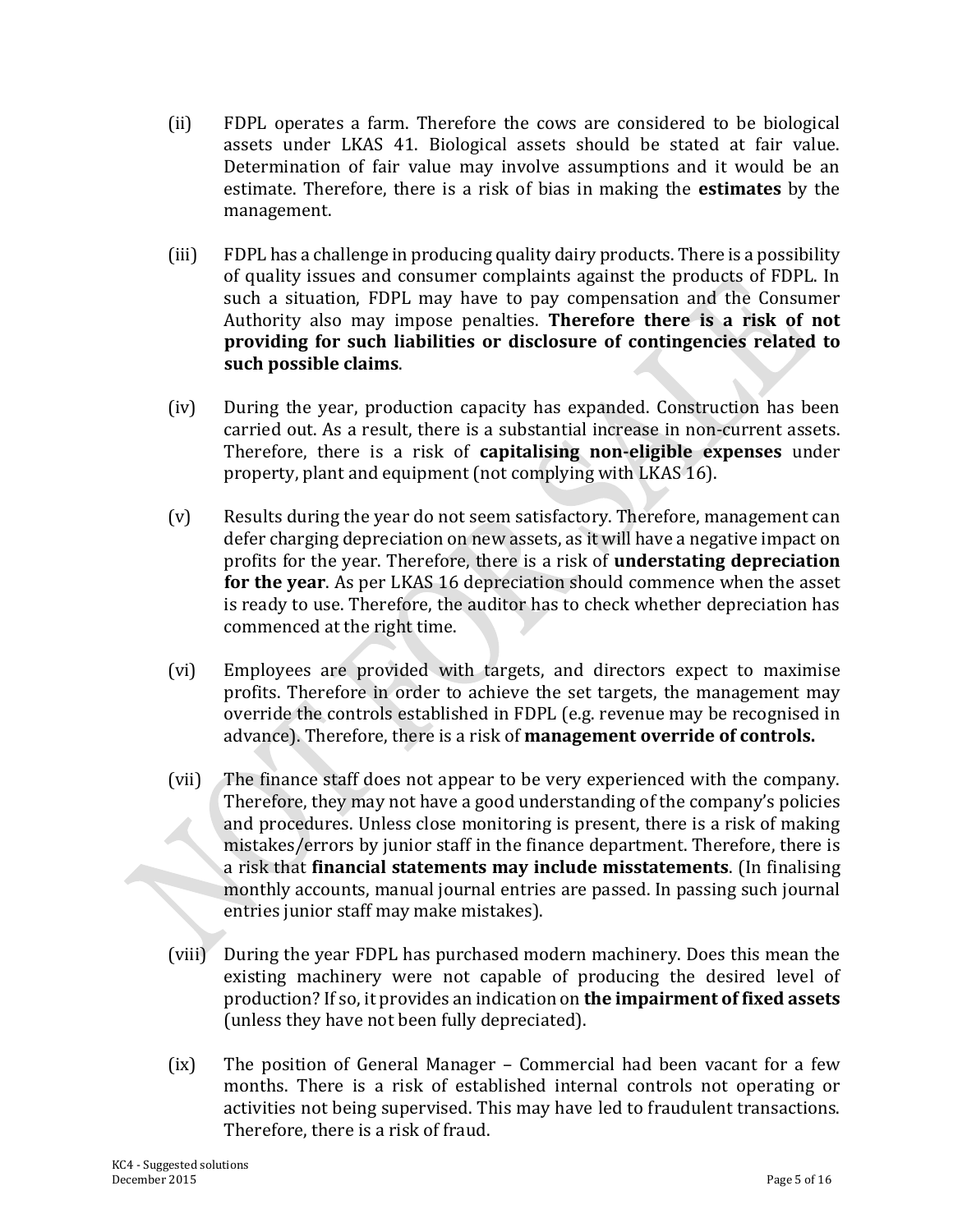(ii) FDPL operates a farm. Therefore the cows are considered to be biological assets under LKAS 41. Biological assets should be stated at fair value. Determination of fair value may involve assumptions and it would be an estimate. Therefore, there is a risk of bias in making the **estimates** by the management.

(iii) FDPL has a challenge in producing quality dairy products. There is a possibility of quality issues and consumer complaints against the products of FDPL. In such a situation, FDPL may have to pay compensation and the Consumer Authority also may impose penalties. **Therefore there is a risk of not providing for such liabilities or disclosure of contingencies related to such possible claims**.

(iv) During the year, production capacity has expanded. Construction has been carried out. As a result, there is a substantial increase in non-current assets. Therefore, there is a risk of **capitalising non-eligible expenses** under property, plant and equipment (not complying with LKAS 16).

(v) Results during the year do not seem satisfactory. Therefore, management can defer charging depreciation on new assets, as it will have a negative impact on profits for the year. Therefore, there is a risk of **understating depreciation for the year**. As per LKAS 16 depreciation should commence when the asset is ready to use. Therefore, the auditor has to check whether depreciation has commenced at the right time.

(vi) Employees are provided with targets, and directors expect to maximise profits. Therefore in order to achieve the set targets, the management may override the controls established in FDPL (e.g. revenue may be recognised in advance). Therefore, there is a risk of **management override of controls.**

(vii) The finance staff does not appear to be very experienced with the company. Therefore, they may not have a good understanding of the company's policies and procedures. Unless close monitoring is present, there is a risk of making mistakes/errors by junior staff in the finance department. Therefore, there is a risk that **financial statements may include misstatements**. (In finalising monthly accounts, manual journal entries are passed. In passing such journal entries junior staff may make mistakes).

(viii) During the year FDPL has purchased modern machinery. Does this mean the existing machinery were not capable of producing the desired level of production? If so, it provides an indication on **the impairment of fixed assets** (unless they have not been fully depreciated).

(ix) The position of General Manager – Commercial had been vacant for a few months. There is a risk of established internal controls not operating or activities not being supervised. This may have led to fraudulent transactions. Therefore, there is a risk of fraud.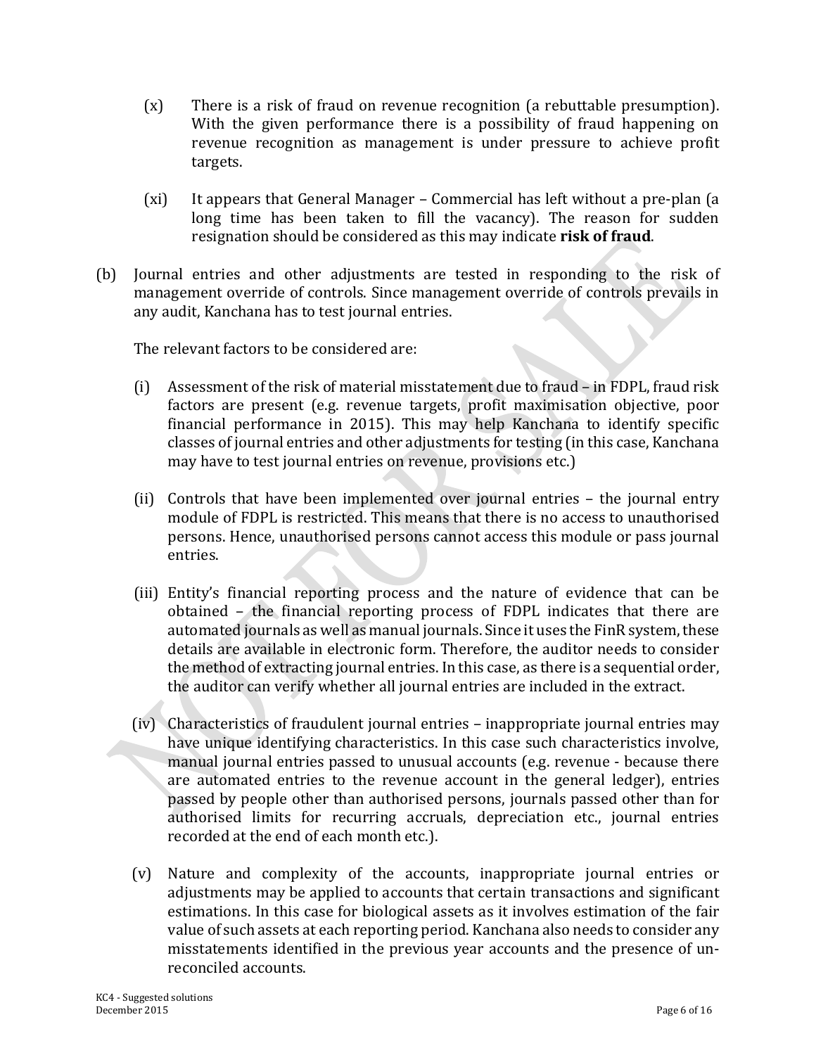(x) There is a risk of fraud on revenue recognition (a rebuttable presumption). With the given performance there is a possibility of fraud happening on revenue recognition as management is under pressure to achieve profit targets.

(xi) It appears that General Manager – Commercial has left without a pre-plan (a long time has been taken to fill the vacancy). The reason for sudden resignation should be considered as this may indicate **risk of fraud**.

(b) Journal entries and other adjustments are tested in responding to the risk of management override of controls. Since management override of controls prevails in any audit, Kanchana has to test journal entries.

The relevant factors to be considered are:

(i) Assessment of the risk of material misstatement due to fraud – in FDPL, fraud risk factors are present (e.g. revenue targets, profit maximisation objective, poor financial performance in 2015). This may help Kanchana to identify specific classes of journal entries and other adjustments for testing (in this case, Kanchana may have to test journal entries on revenue, provisions etc.)

(ii) Controls that have been implemented over journal entries – the journal entry module of FDPL is restricted. This means that there is no access to unauthorised persons. Hence, unauthorised persons cannot access this module or pass journal entries.

(iii) Entity's financial reporting process and the nature of evidence that can be obtained – the financial reporting process of FDPL indicates that there are automated journals as well as manual journals. Since it uses the FinR system, these details are available in electronic form. Therefore, the auditor needs to consider the method of extracting journal entries. In this case, as there is a sequential order, the auditor can verify whether all journal entries are included in the extract.

(iv) Characteristics of fraudulent journal entries – inappropriate journal entries may have unique identifying characteristics. In this case such characteristics involve, manual journal entries passed to unusual accounts (e.g. revenue - because there are automated entries to the revenue account in the general ledger), entries passed by people other than authorised persons, journals passed other than for authorised limits for recurring accruals, depreciation etc., journal entries recorded at the end of each month etc.).

(v) Nature and complexity of the accounts, inappropriate journal entries or adjustments may be applied to accounts that certain transactions and significant estimations. In this case for biological assets as it involves estimation of the fair value of such assets at each reporting period. Kanchana also needs to consider any misstatements identified in the previous year accounts and the presence of un-reconciled accounts.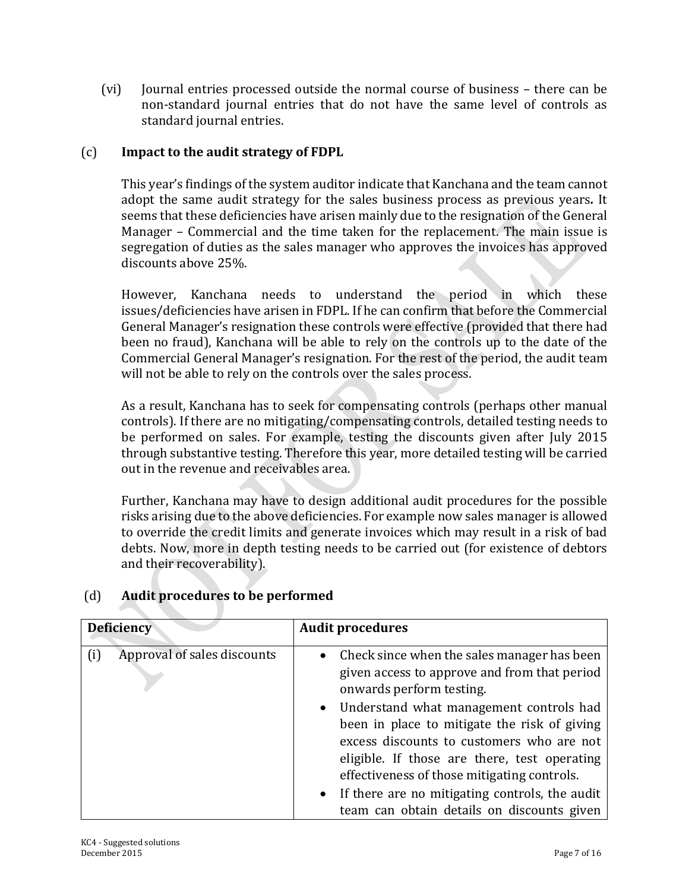(vi) Journal entries processed outside the normal course of business – there can be non-standard journal entries that do not have the same level of controls as standard journal entries.

## (c) Impact to the audit strategy of FDPL

This year's findings of the system auditor indicate that Kanchana and the team cannot adopt the same audit strategy for the sales business process as previous years. It seems that these deficiencies have arisen mainly due to the resignation of the General Manager – Commercial and the time taken for the replacement. The main issue is segregation of duties as the sales manager who approves the invoices has approved discounts above 25%.

However, Kanchana needs to understand the period in which these issues/deficiencies have arisen in FDPL. If he can confirm that before the Commercial General Manager's resignation these controls were effective (provided that there had been no fraud), Kanchana will be able to rely on the controls up to the date of the Commercial General Manager's resignation. For the rest of the period, the audit team will not be able to rely on the controls over the sales process.

As a result, Kanchana has to seek for compensating controls (perhaps other manual controls). If there are no mitigating/compensating controls, detailed testing needs to be performed on sales. For example, testing the discounts given after July 2015 through substantive testing. Therefore this year, more detailed testing will be carried out in the revenue and receivables area.

Further, Kanchana may have to design additional audit procedures for the possible risks arising due to the above deficiencies. For example now sales manager is allowed to override the credit limits and generate invoices which may result in a risk of bad debts. Now, more in depth testing needs to be carried out (for existence of debtors and their recoverability).

## (d) Audit procedures to be performed

| Deficiency | Audit procedures |
|---|---|
| (i) Approval of sales discounts | • Check since when the sales manager has been given access to approve and from that period onwards perform testing.<br>• Understand what management controls had been in place to mitigate the risk of giving excess discounts to customers who are not eligible. If those are there, test operating effectiveness of those mitigating controls.<br>• If there are no mitigating controls, the audit team can obtain details on discounts given |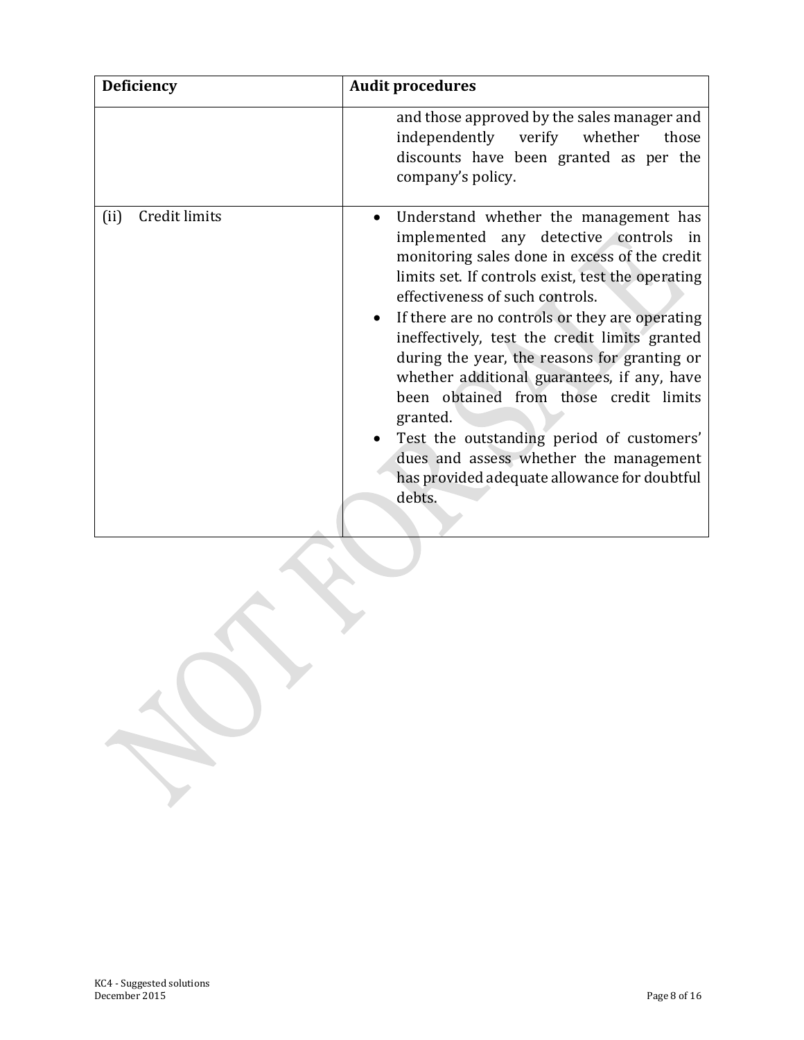| Deficiency | Audit procedures |
| --- | --- |
| | and those approved by the sales manager and independently verify whether those discounts have been granted as per the company's policy. |
| (ii) Credit limits | • Understand whether the management has implemented any detective controls in monitoring sales done in excess of the credit limits set. If controls exist, test the operating effectiveness of such controls.<br>• If there are no controls or they are operating ineffectively, test the credit limits granted during the year, the reasons for granting or whether additional guarantees, if any, have been obtained from those credit limits granted.<br>• Test the outstanding period of customers' dues and assess whether the management has provided adequate allowance for doubtful debts. |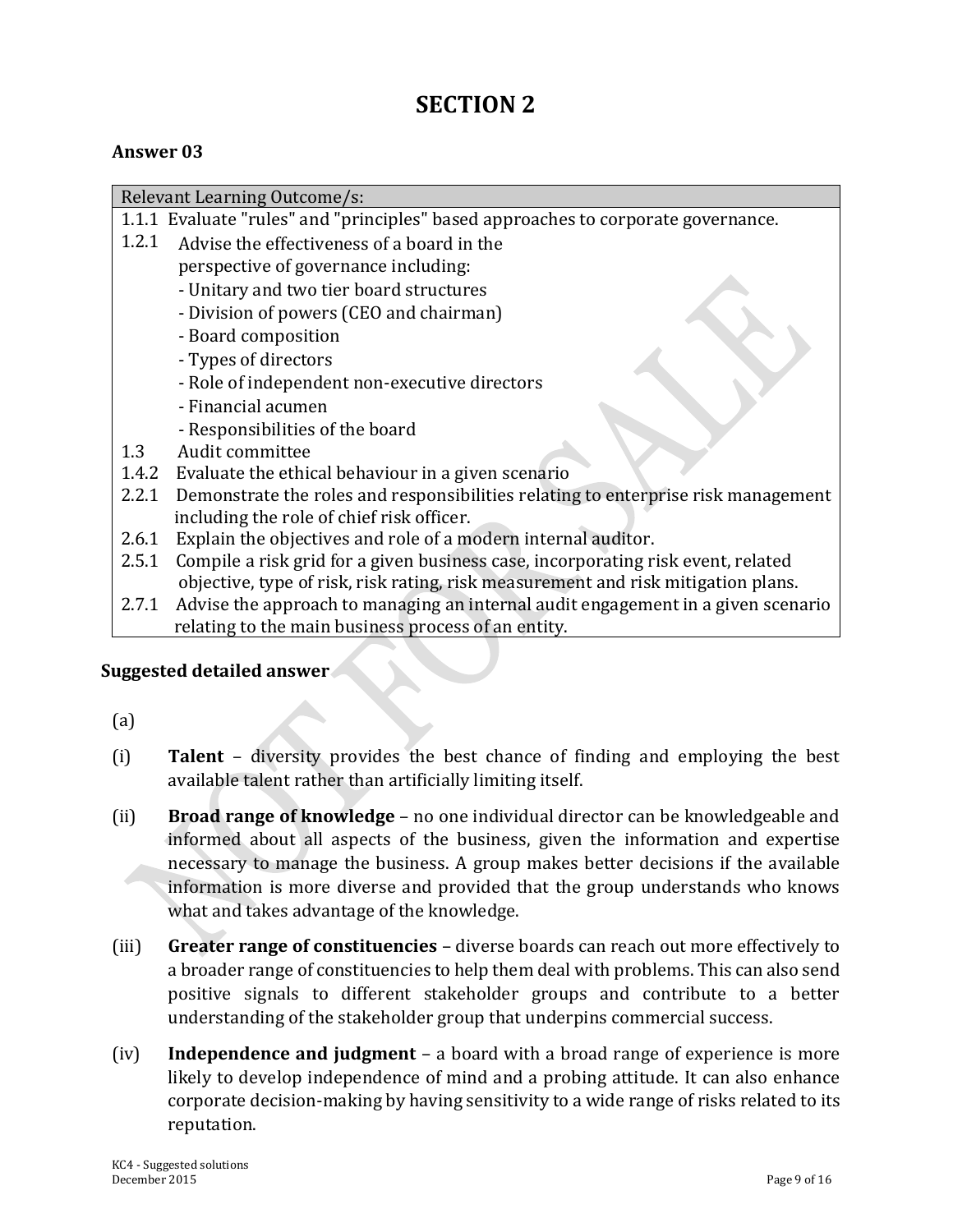# SECTION 2

## Answer 03

| Relevant Learning Outcome/s: |
|---|
| 1.1.1 Evaluate "rules" and "principles" based approaches to corporate governance. |
| 1.2.1 Advise the effectiveness of a board in the perspective of governance including:<br>- Unitary and two tier board structures<br>- Division of powers (CEO and chairman)<br>- Board composition<br>- Types of directors<br>- Role of independent non-executive directors<br>- Financial acumen<br>- Responsibilities of the board |
| 1.3 Audit committee |
| 1.4.2 Evaluate the ethical behaviour in a given scenario |
| 2.2.1 Demonstrate the roles and responsibilities relating to enterprise risk management including the role of chief risk officer. |
| 2.6.1 Explain the objectives and role of a modern internal auditor. |
| 2.5.1 Compile a risk grid for a given business case, incorporating risk event, related objective, type of risk, risk rating, risk measurement and risk mitigation plans. |
| 2.7.1 Advise the approach to managing an internal audit engagement in a given scenario relating to the main business process of an entity. |

**Suggested detailed answer**

(a)

(i) **Talent** – diversity provides the best chance of finding and employing the best available talent rather than artificially limiting itself.

(ii) **Broad range of knowledge** – no one individual director can be knowledgeable and informed about all aspects of the business, given the information and expertise necessary to manage the business. A group makes better decisions if the available information is more diverse and provided that the group understands who knows what and takes advantage of the knowledge.

(iii) **Greater range of constituencies** – diverse boards can reach out more effectively to a broader range of constituencies to help them deal with problems. This can also send positive signals to different stakeholder groups and contribute to a better understanding of the stakeholder group that underpins commercial success.

(iv) **Independence and judgment** – a board with a broad range of experience is more likely to develop independence of mind and a probing attitude. It can also enhance corporate decision-making by having sensitivity to a wide range of risks related to its reputation.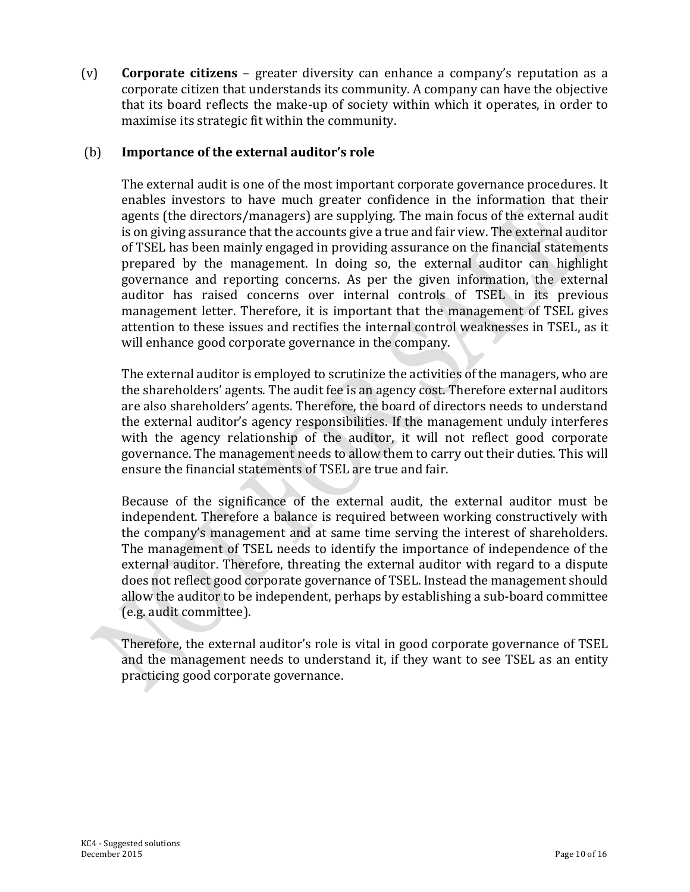(v) **Corporate citizens** – greater diversity can enhance a company's reputation as a corporate citizen that understands its community. A company can have the objective that its board reflects the make-up of society within which it operates, in order to maximise its strategic fit within the community.

(b) **Importance of the external auditor's role**

The external audit is one of the most important corporate governance procedures. It enables investors to have much greater confidence in the information that their agents (the directors/managers) are supplying. The main focus of the external audit is on giving assurance that the accounts give a true and fair view. The external auditor of TSEL has been mainly engaged in providing assurance on the financial statements prepared by the management. In doing so, the external auditor can highlight governance and reporting concerns. As per the given information, the external auditor has raised concerns over internal controls of TSEL in its previous management letter. Therefore, it is important that the management of TSEL gives attention to these issues and rectifies the internal control weaknesses in TSEL, as it will enhance good corporate governance in the company.

The external auditor is employed to scrutinize the activities of the managers, who are the shareholders' agents. The audit fee is an agency cost. Therefore external auditors are also shareholders' agents. Therefore, the board of directors needs to understand the external auditor's agency responsibilities. If the management unduly interferes with the agency relationship of the auditor, it will not reflect good corporate governance. The management needs to allow them to carry out their duties. This will ensure the financial statements of TSEL are true and fair.

Because of the significance of the external audit, the external auditor must be independent. Therefore a balance is required between working constructively with the company's management and at same time serving the interest of shareholders. The management of TSEL needs to identify the importance of independence of the external auditor. Therefore, threating the external auditor with regard to a dispute does not reflect good corporate governance of TSEL. Instead the management should allow the auditor to be independent, perhaps by establishing a sub-board committee (e.g. audit committee).

Therefore, the external auditor's role is vital in good corporate governance of TSEL and the management needs to understand it, if they want to see TSEL as an entity practicing good corporate governance.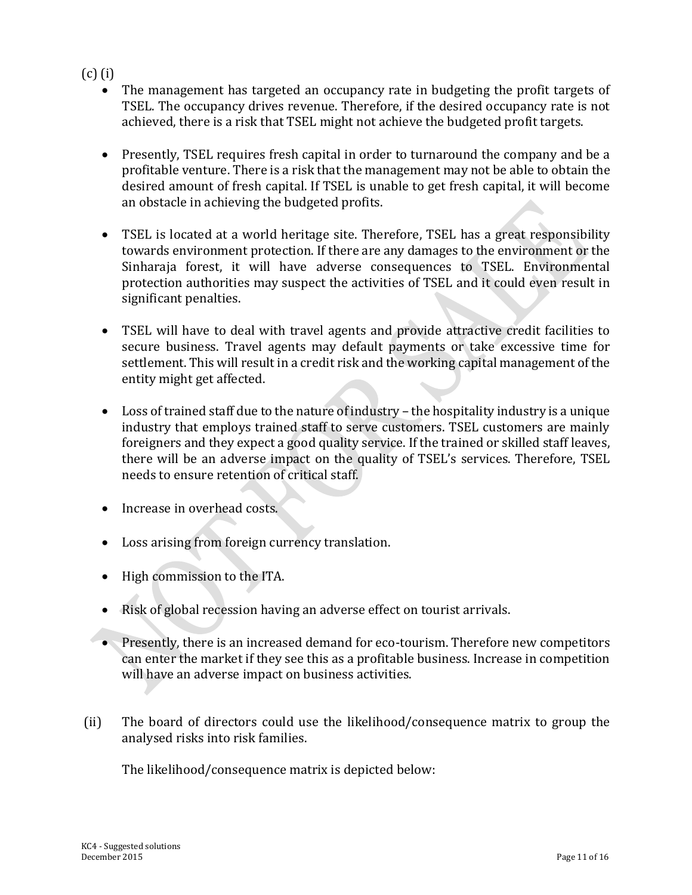(c) (i)

- The management has targeted an occupancy rate in budgeting the profit targets of TSEL. The occupancy drives revenue. Therefore, if the desired occupancy rate is not achieved, there is a risk that TSEL might not achieve the budgeted profit targets.

- Presently, TSEL requires fresh capital in order to turnaround the company and be a profitable venture. There is a risk that the management may not be able to obtain the desired amount of fresh capital. If TSEL is unable to get fresh capital, it will become an obstacle in achieving the budgeted profits.

- TSEL is located at a world heritage site. Therefore, TSEL has a great responsibility towards environment protection. If there are any damages to the environment or the Sinharaja forest, it will have adverse consequences to TSEL. Environmental protection authorities may suspect the activities of TSEL and it could even result in significant penalties.

- TSEL will have to deal with travel agents and provide attractive credit facilities to secure business. Travel agents may default payments or take excessive time for settlement. This will result in a credit risk and the working capital management of the entity might get affected.

- Loss of trained staff due to the nature of industry – the hospitality industry is a unique industry that employs trained staff to serve customers. TSEL customers are mainly foreigners and they expect a good quality service. If the trained or skilled staff leaves, there will be an adverse impact on the quality of TSEL's services. Therefore, TSEL needs to ensure retention of critical staff.

- Increase in overhead costs.

- Loss arising from foreign currency translation.

- High commission to the ITA.

- Risk of global recession having an adverse effect on tourist arrivals.

- Presently, there is an increased demand for eco-tourism. Therefore new competitors can enter the market if they see this as a profitable business. Increase in competition will have an adverse impact on business activities.

(ii) The board of directors could use the likelihood/consequence matrix to group the analysed risks into risk families.

The likelihood/consequence matrix is depicted below: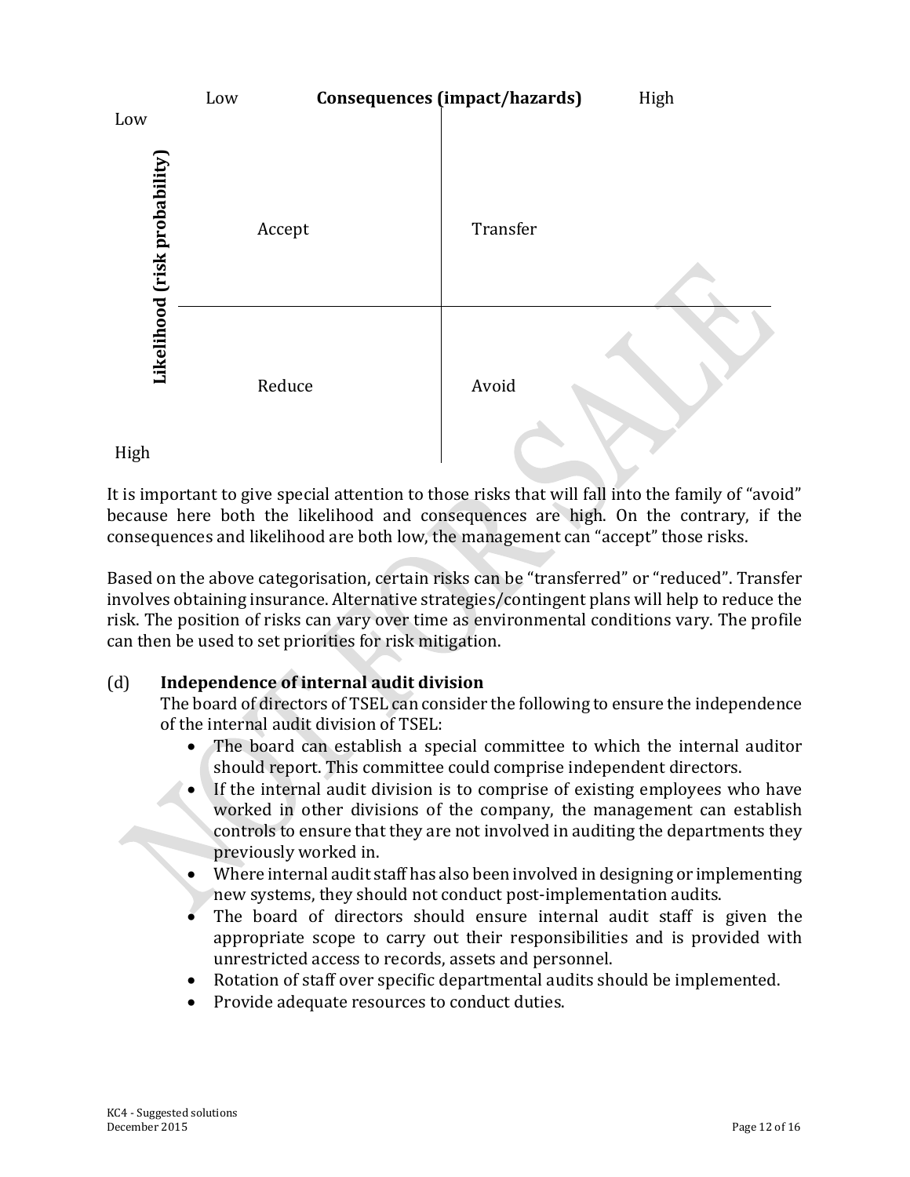| Likelihood (risk probability) ↓ / Consequences (impact/hazards) → | Low | High |
|---|---|---|
| Low | Accept | Transfer |
| High | Reduce | Avoid |

It is important to give special attention to those risks that will fall into the family of "avoid" because here both the likelihood and consequences are high. On the contrary, if the consequences and likelihood are both low, the management can "accept" those risks.

Based on the above categorisation, certain risks can be "transferred" or "reduced". Transfer involves obtaining insurance. Alternative strategies/contingent plans will help to reduce the risk. The position of risks can vary over time as environmental conditions vary. The profile can then be used to set priorities for risk mitigation.

(d) **Independence of internal audit division**

The board of directors of TSEL can consider the following to ensure the independence of the internal audit division of TSEL:

- The board can establish a special committee to which the internal auditor should report. This committee could comprise independent directors.
- If the internal audit division is to comprise of existing employees who have worked in other divisions of the company, the management can establish controls to ensure that they are not involved in auditing the departments they previously worked in.
- Where internal audit staff has also been involved in designing or implementing new systems, they should not conduct post-implementation audits.
- The board of directors should ensure internal audit staff is given the appropriate scope to carry out their responsibilities and is provided with unrestricted access to records, assets and personnel.
- Rotation of staff over specific departmental audits should be implemented.
- Provide adequate resources to conduct duties.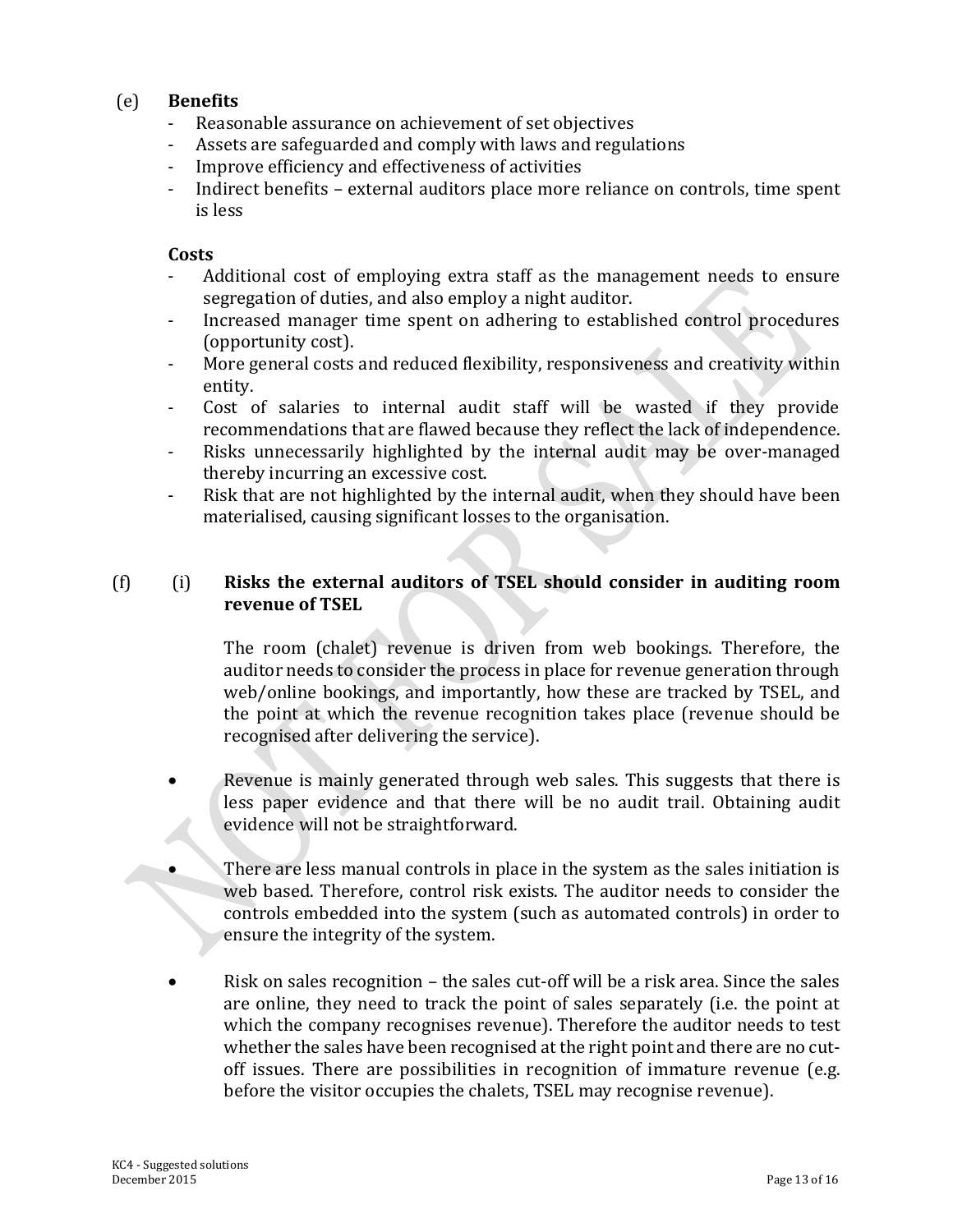(e) **Benefits**

- Reasonable assurance on achievement of set objectives
- Assets are safeguarded and comply with laws and regulations
- Improve efficiency and effectiveness of activities
- Indirect benefits – external auditors place more reliance on controls, time spent is less

**Costs**

- Additional cost of employing extra staff as the management needs to ensure segregation of duties, and also employ a night auditor.
- Increased manager time spent on adhering to established control procedures (opportunity cost).
- More general costs and reduced flexibility, responsiveness and creativity within entity.
- Cost of salaries to internal audit staff will be wasted if they provide recommendations that are flawed because they reflect the lack of independence.
- Risks unnecessarily highlighted by the internal audit may be over-managed thereby incurring an excessive cost.
- Risk that are not highlighted by the internal audit, when they should have been materialised, causing significant losses to the organisation.

(f) (i) **Risks the external auditors of TSEL should consider in auditing room revenue of TSEL**

The room (chalet) revenue is driven from web bookings. Therefore, the auditor needs to consider the process in place for revenue generation through web/online bookings, and importantly, how these are tracked by TSEL, and the point at which the revenue recognition takes place (revenue should be recognised after delivering the service).

- Revenue is mainly generated through web sales. This suggests that there is less paper evidence and that there will be no audit trail. Obtaining audit evidence will not be straightforward.

- There are less manual controls in place in the system as the sales initiation is web based. Therefore, control risk exists. The auditor needs to consider the controls embedded into the system (such as automated controls) in order to ensure the integrity of the system.

- Risk on sales recognition – the sales cut-off will be a risk area. Since the sales are online, they need to track the point of sales separately (i.e. the point at which the company recognises revenue). Therefore the auditor needs to test whether the sales have been recognised at the right point and there are no cut-off issues. There are possibilities in recognition of immature revenue (e.g. before the visitor occupies the chalets, TSEL may recognise revenue).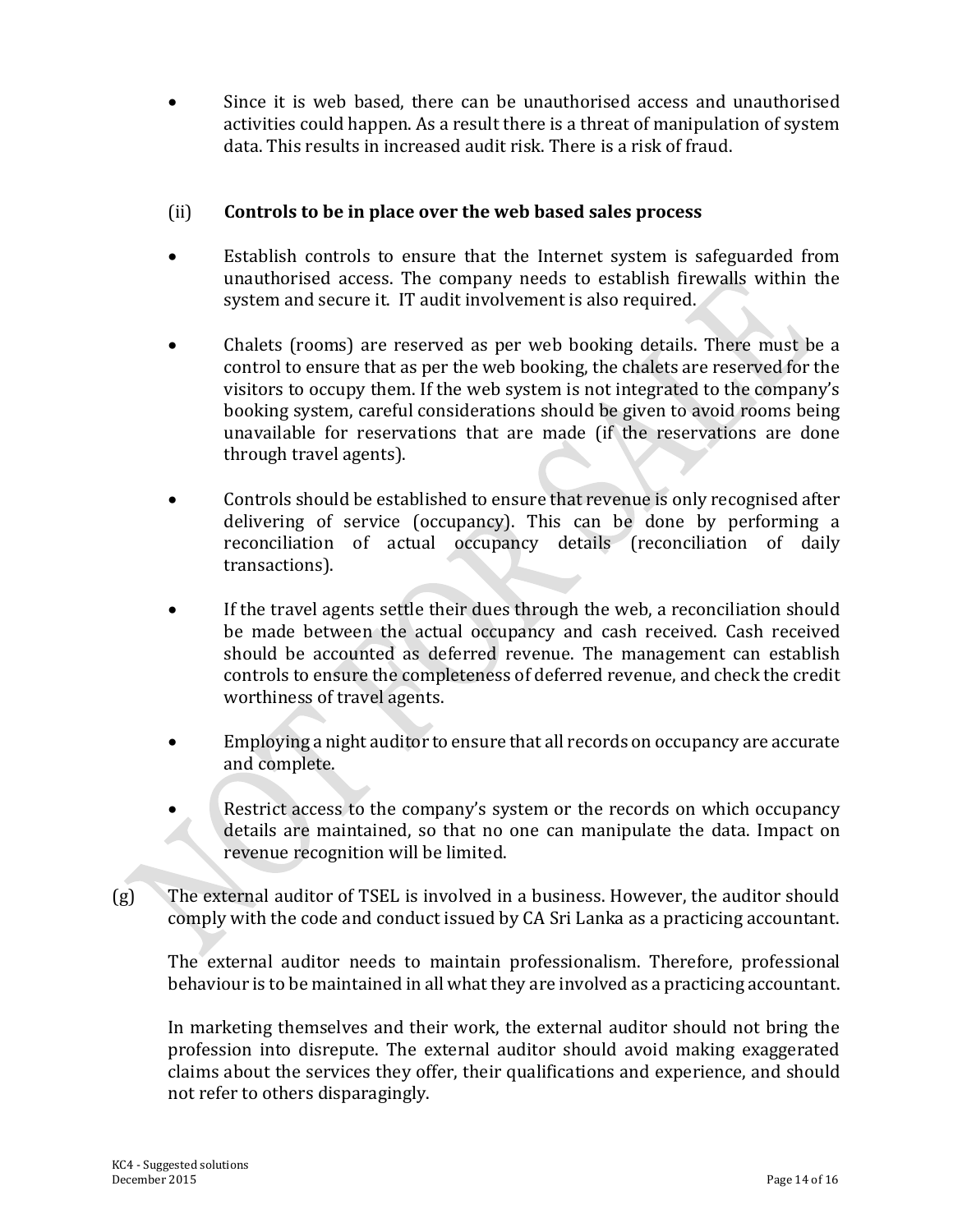- Since it is web based, there can be unauthorised access and unauthorised activities could happen. As a result there is a threat of manipulation of system data. This results in increased audit risk. There is a risk of fraud.

(ii) **Controls to be in place over the web based sales process**

- Establish controls to ensure that the Internet system is safeguarded from unauthorised access. The company needs to establish firewalls within the system and secure it. IT audit involvement is also required.
- Chalets (rooms) are reserved as per web booking details. There must be a control to ensure that as per the web booking, the chalets are reserved for the visitors to occupy them. If the web system is not integrated to the company's booking system, careful considerations should be given to avoid rooms being unavailable for reservations that are made (if the reservations are done through travel agents).
- Controls should be established to ensure that revenue is only recognised after delivering of service (occupancy). This can be done by performing a reconciliation of actual occupancy details (reconciliation of daily transactions).
- If the travel agents settle their dues through the web, a reconciliation should be made between the actual occupancy and cash received. Cash received should be accounted as deferred revenue. The management can establish controls to ensure the completeness of deferred revenue, and check the credit worthiness of travel agents.
- Employing a night auditor to ensure that all records on occupancy are accurate and complete.
- Restrict access to the company's system or the records on which occupancy details are maintained, so that no one can manipulate the data. Impact on revenue recognition will be limited.

(g) The external auditor of TSEL is involved in a business. However, the auditor should comply with the code and conduct issued by CA Sri Lanka as a practicing accountant.

The external auditor needs to maintain professionalism. Therefore, professional behaviour is to be maintained in all what they are involved as a practicing accountant.

In marketing themselves and their work, the external auditor should not bring the profession into disrepute. The external auditor should avoid making exaggerated claims about the services they offer, their qualifications and experience, and should not refer to others disparagingly.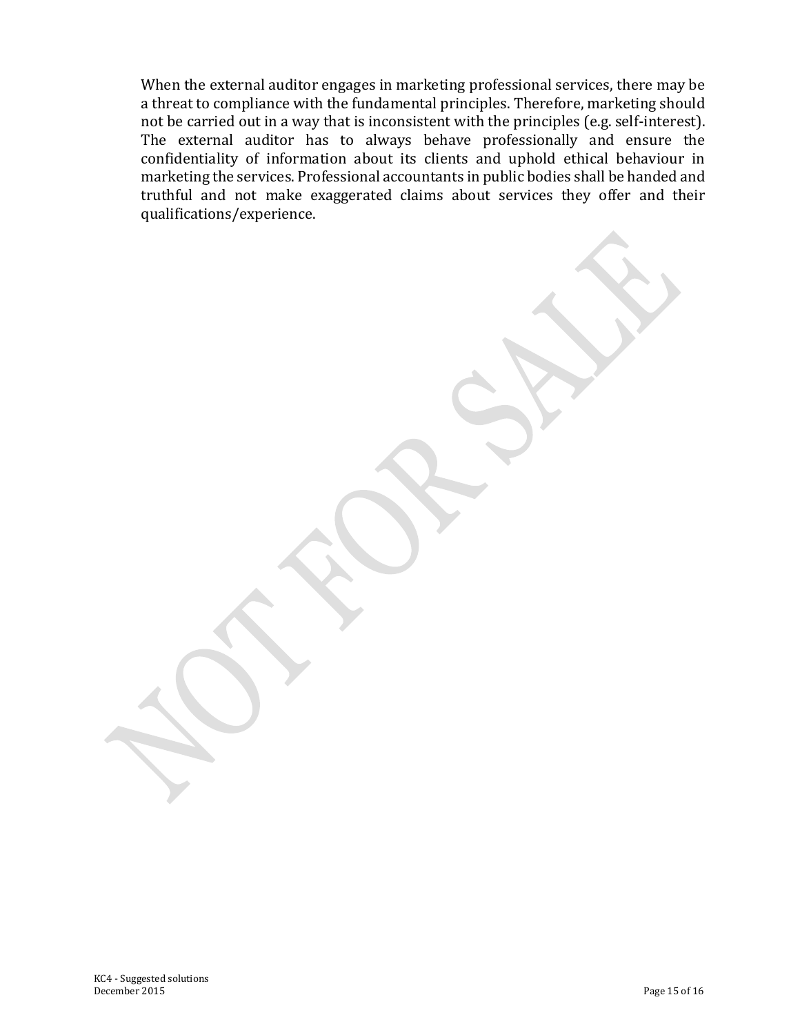When the external auditor engages in marketing professional services, there may be a threat to compliance with the fundamental principles. Therefore, marketing should not be carried out in a way that is inconsistent with the principles (e.g. self-interest). The external auditor has to always behave professionally and ensure the confidentiality of information about its clients and uphold ethical behaviour in marketing the services. Professional accountants in public bodies shall be handed and truthful and not make exaggerated claims about services they offer and their qualifications/experience.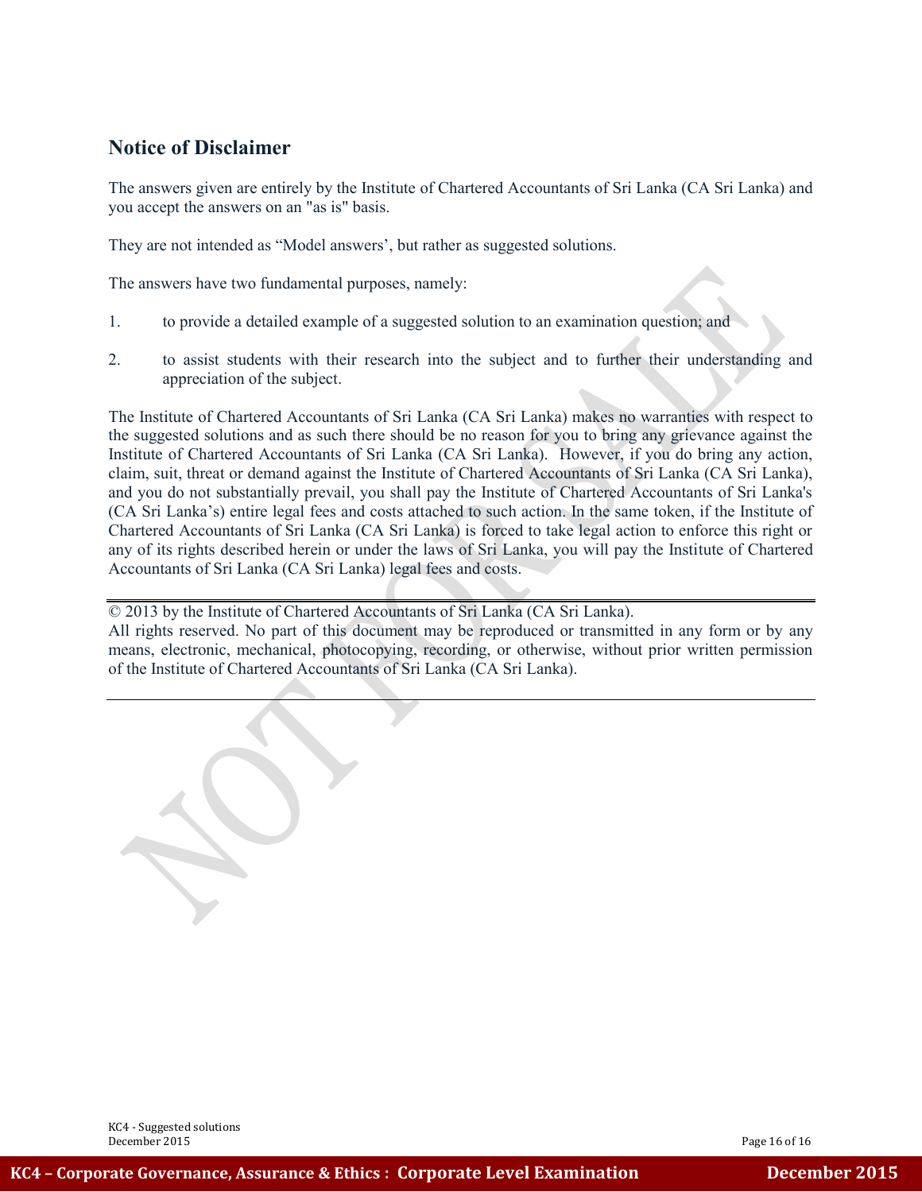## Notice of Disclaimer

The answers given are entirely by the Institute of Chartered Accountants of Sri Lanka (CA Sri Lanka) and you accept the answers on an "as is" basis.

They are not intended as "Model answers', but rather as suggested solutions.

The answers have two fundamental purposes, namely:

1. to provide a detailed example of a suggested solution to an examination question; and

2. to assist students with their research into the subject and to further their understanding and appreciation of the subject.

The Institute of Chartered Accountants of Sri Lanka (CA Sri Lanka) makes no warranties with respect to the suggested solutions and as such there should be no reason for you to bring any grievance against the Institute of Chartered Accountants of Sri Lanka (CA Sri Lanka). However, if you do bring any action, claim, suit, threat or demand against the Institute of Chartered Accountants of Sri Lanka (CA Sri Lanka), and you do not substantially prevail, you shall pay the Institute of Chartered Accountants of Sri Lanka's (CA Sri Lanka's) entire legal fees and costs attached to such action. In the same token, if the Institute of Chartered Accountants of Sri Lanka (CA Sri Lanka) is forced to take legal action to enforce this right or any of its rights described herein or under the laws of Sri Lanka, you will pay the Institute of Chartered Accountants of Sri Lanka (CA Sri Lanka) legal fees and costs.

---

© 2013 by the Institute of Chartered Accountants of Sri Lanka (CA Sri Lanka).
All rights reserved. No part of this document may be reproduced or transmitted in any form or by any means, electronic, mechanical, photocopying, recording, or otherwise, without prior written permission of the Institute of Chartered Accountants of Sri Lanka (CA Sri Lanka).

---